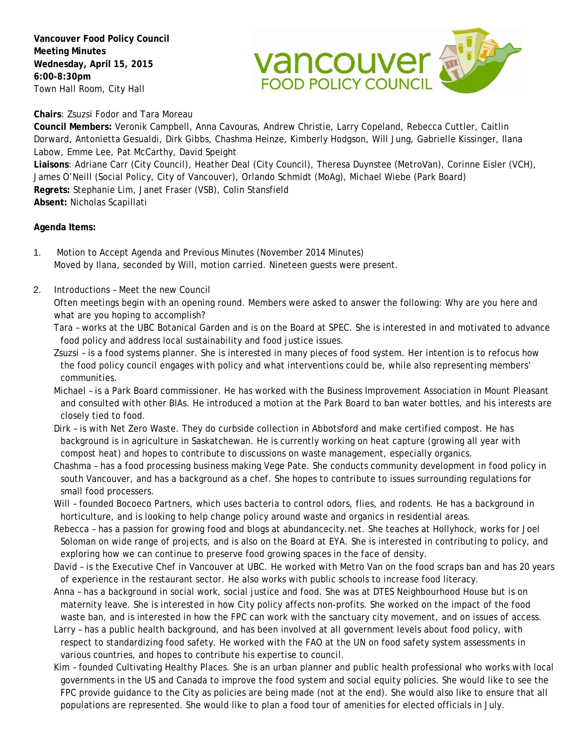**Vancouver Food Policy Council**
**Meeting Minutes**
**Wednesday, April 15, 2015**
**6:00-8:30pm**
Town Hall Room, City Hall

**Chairs**: Zsuzsi Fodor and Tara Moreau
**Council Members:** Veronik Campbell, Anna Cavouras, Andrew Christie, Larry Copeland, Rebecca Cuttler, Caitlin Dorward, Antonietta Gesualdi, Dirk Gibbs, Chashma Heinze, Kimberly Hodgson, Will Jung, Gabrielle Kissinger, Ilana Labow, Emme Lee, Pat McCarthy, David Speight
**Liaisons**: Adriane Carr (City Council), Heather Deal (City Council), Theresa Duynstee (MetroVan), Corinne Eisler (VCH), James O'Neill (Social Policy, City of Vancouver), Orlando Schmidt (MoAg), Michael Wiebe (Park Board)
**Regrets:** Stephanie Lim, Janet Fraser (VSB), Colin Stansfield
**Absent:** Nicholas Scapillati

**Agenda Items:**

1. Motion to Accept Agenda and Previous Minutes (November 2014 Minutes)
   Moved by Ilana, seconded by Will, motion carried. Nineteen guests were present.

2. Introductions – Meet the new Council
   Often meetings begin with an opening round. Members were asked to answer the following: Why are you here and what are you hoping to accomplish?
   - Tara – works at the UBC Botanical Garden and is on the Board at SPEC. She is interested in and motivated to advance food policy and address local sustainability and food justice issues.
   - Zsuzsi – is a food systems planner. She is interested in many pieces of food system. Her intention is to refocus how the food policy council engages with policy and what interventions could be, while also representing members' communities.
   - Michael – is a Park Board commissioner. He has worked with the Business Improvement Association in Mount Pleasant and consulted with other BIAs. He introduced a motion at the Park Board to ban water bottles, and his interests are closely tied to food.
   - Dirk – is with Net Zero Waste. They do curbside collection in Abbotsford and make certified compost. He has background is in agriculture in Saskatchewan. He is currently working on heat capture (growing all year with compost heat) and hopes to contribute to discussions on waste management, especially organics.
   - Chashma – has a food processing business making Vege Pate. She conducts community development in food policy in south Vancouver, and has a background as a chef. She hopes to contribute to issues surrounding regulations for small food processers.
   - Will – founded Bocoeco Partners, which uses bacteria to control odors, flies, and rodents. He has a background in horticulture, and is looking to help change policy around waste and organics in residential areas.
   - Rebecca – has a passion for growing food and blogs at abundancecity.net. She teaches at Hollyhock, works for Joel Soloman on wide range of projects, and is also on the Board at EYA. She is interested in contributing to policy, and exploring how we can continue to preserve food growing spaces in the face of density.
   - David – is the Executive Chef in Vancouver at UBC. He worked with Metro Van on the food scraps ban and has 20 years of experience in the restaurant sector. He also works with public schools to increase food literacy.
   - Anna – has a background in social work, social justice and food. She was at DTES Neighbourhood House but is on maternity leave. She is interested in how City policy affects non-profits. She worked on the impact of the food waste ban, and is interested in how the FPC can work with the sanctuary city movement, and on issues of access.
   - Larry – has a public health background, and has been involved at all government levels about food policy, with respect to standardizing food safety. He worked with the FAO at the UN on food safety system assessments in various countries, and hopes to contribute his expertise to council.
   - Kim – founded Cultivating Healthy Places. She is an urban planner and public health professional who works with local governments in the US and Canada to improve the food system and social equity policies. She would like to see the FPC provide guidance to the City as policies are being made (not at the end). She would also like to ensure that all populations are represented. She would like to plan a food tour of amenities for elected officials in July.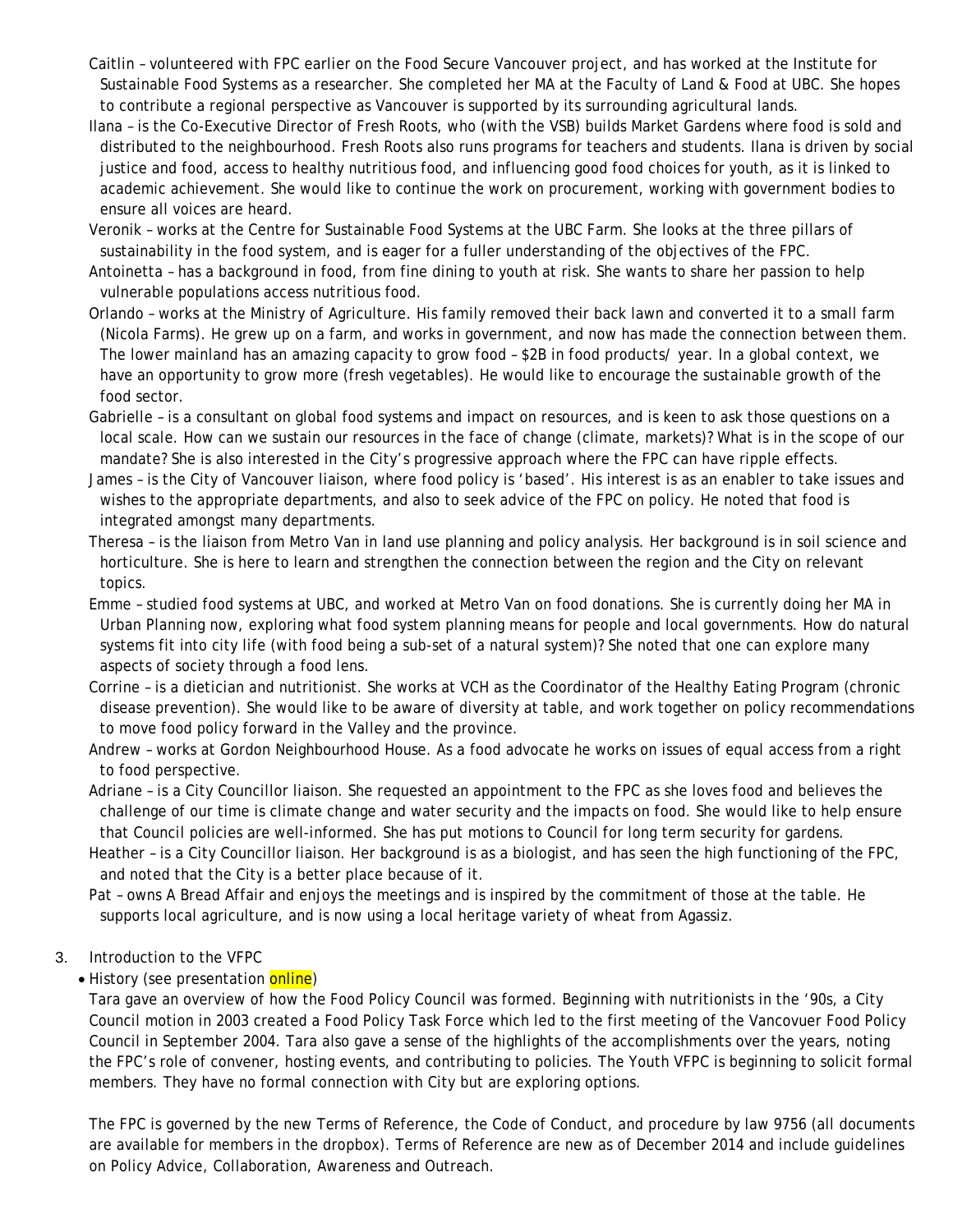Caitlin – volunteered with FPC earlier on the Food Secure Vancouver project, and has worked at the Institute for Sustainable Food Systems as a researcher. She completed her MA at the Faculty of Land & Food at UBC. She hopes to contribute a regional perspective as Vancouver is supported by its surrounding agricultural lands.

Ilana – is the Co-Executive Director of Fresh Roots, who (with the VSB) builds Market Gardens where food is sold and distributed to the neighbourhood. Fresh Roots also runs programs for teachers and students. Ilana is driven by social justice and food, access to healthy nutritious food, and influencing good food choices for youth, as it is linked to academic achievement. She would like to continue the work on procurement, working with government bodies to ensure all voices are heard.

Veronik – works at the Centre for Sustainable Food Systems at the UBC Farm. She looks at the three pillars of sustainability in the food system, and is eager for a fuller understanding of the objectives of the FPC.

Antoinetta – has a background in food, from fine dining to youth at risk. She wants to share her passion to help vulnerable populations access nutritious food.

Orlando – works at the Ministry of Agriculture. His family removed their back lawn and converted it to a small farm (Nicola Farms). He grew up on a farm, and works in government, and now has made the connection between them. The lower mainland has an amazing capacity to grow food – $2B in food products/ year. In a global context, we have an opportunity to grow more (fresh vegetables). He would like to encourage the sustainable growth of the food sector.

Gabrielle – is a consultant on global food systems and impact on resources, and is keen to ask those questions on a local scale. How can we sustain our resources in the face of change (climate, markets)? What is in the scope of our mandate? She is also interested in the City's progressive approach where the FPC can have ripple effects.

James – is the City of Vancouver liaison, where food policy is 'based'. His interest is as an enabler to take issues and wishes to the appropriate departments, and also to seek advice of the FPC on policy. He noted that food is integrated amongst many departments.

Theresa – is the liaison from Metro Van in land use planning and policy analysis. Her background is in soil science and horticulture. She is here to learn and strengthen the connection between the region and the City on relevant topics.

Emme – studied food systems at UBC, and worked at Metro Van on food donations. She is currently doing her MA in Urban Planning now, exploring what food system planning means for people and local governments. How do natural systems fit into city life (with food being a sub-set of a natural system)? She noted that one can explore many aspects of society through a food lens.

Corrine – is a dietician and nutritionist. She works at VCH as the Coordinator of the Healthy Eating Program (chronic disease prevention). She would like to be aware of diversity at table, and work together on policy recommendations to move food policy forward in the Valley and the province.

Andrew – works at Gordon Neighbourhood House. As a food advocate he works on issues of equal access from a right to food perspective.

Adriane – is a City Councillor liaison. She requested an appointment to the FPC as she loves food and believes the challenge of our time is climate change and water security and the impacts on food. She would like to help ensure that Council policies are well-informed. She has put motions to Council for long term security for gardens.

Heather – is a City Councillor liaison. Her background is as a biologist, and has seen the high functioning of the FPC, and noted that the City is a better place because of it.

Pat – owns A Bread Affair and enjoys the meetings and is inspired by the commitment of those at the table. He supports local agriculture, and is now using a local heritage variety of wheat from Agassiz.

3. Introduction to the VFPC

- History (see presentation online)

Tara gave an overview of how the Food Policy Council was formed. Beginning with nutritionists in the '90s, a City Council motion in 2003 created a Food Policy Task Force which led to the first meeting of the Vancovuer Food Policy Council in September 2004. Tara also gave a sense of the highlights of the accomplishments over the years, noting the FPC's role of convener, hosting events, and contributing to policies. The Youth VFPC is beginning to solicit formal members. They have no formal connection with City but are exploring options.

The FPC is governed by the new Terms of Reference, the Code of Conduct, and procedure by law 9756 (all documents are available for members in the dropbox). Terms of Reference are new as of December 2014 and include guidelines on Policy Advice, Collaboration, Awareness and Outreach.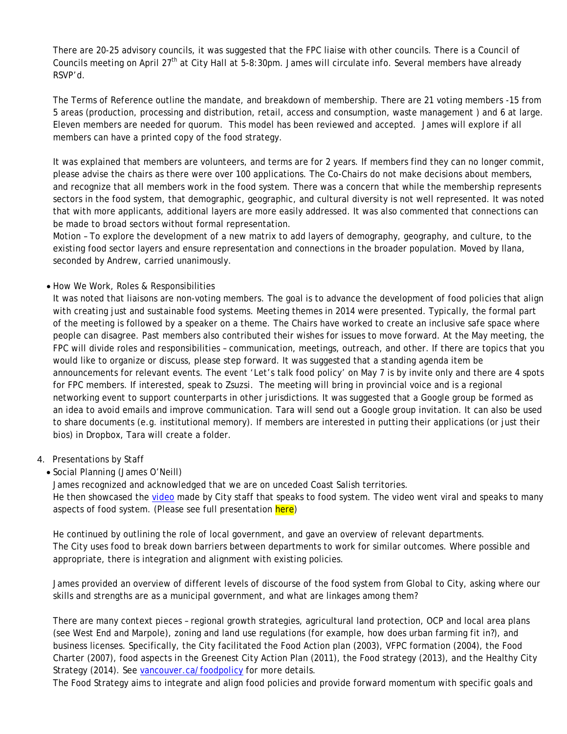There are 20-25 advisory councils, it was suggested that the FPC liaise with other councils. There is a Council of Councils meeting on April 27th at City Hall at 5-8:30pm. James will circulate info. Several members have already RSVP'd.

The Terms of Reference outline the mandate, and breakdown of membership. There are 21 voting members -15 from 5 areas (production, processing and distribution, retail, access and consumption, waste management ) and 6 at large. Eleven members are needed for quorum. This model has been reviewed and accepted. James will explore if all members can have a printed copy of the food strategy.

It was explained that members are volunteers, and terms are for 2 years. If members find they can no longer commit, please advise the chairs as there were over 100 applications. The Co-Chairs do not make decisions about members, and recognize that all members work in the food system. There was a concern that while the membership represents sectors in the food system, that demographic, geographic, and cultural diversity is not well represented. It was noted that with more applicants, additional layers are more easily addressed. It was also commented that connections can be made to broad sectors without formal representation.

Motion – To explore the development of a new matrix to add layers of demography, geography, and culture, to the existing food sector layers and ensure representation and connections in the broader population. Moved by Ilana, seconded by Andrew, carried unanimously.

- How We Work, Roles & Responsibilities

  It was noted that liaisons are non-voting members. The goal is to advance the development of food policies that align with creating just and sustainable food systems. Meeting themes in 2014 were presented. Typically, the formal part of the meeting is followed by a speaker on a theme. The Chairs have worked to create an inclusive safe space where people can disagree. Past members also contributed their wishes for issues to move forward. At the May meeting, the FPC will divide roles and responsibilities – communication, meetings, outreach, and other. If there are topics that you would like to organize or discuss, please step forward. It was suggested that a standing agenda item be announcements for relevant events. The event 'Let's talk food policy' on May 7 is by invite only and there are 4 spots for FPC members. If interested, speak to Zsuzsi. The meeting will bring in provincial voice and is a regional networking event to support counterparts in other jurisdictions. It was suggested that a Google group be formed as an idea to avoid emails and improve communication. Tara will send out a Google group invitation. It can also be used to share documents (e.g. institutional memory). If members are interested in putting their applications (or just their bios) in Dropbox, Tara will create a folder.

4. Presentations by Staff

- Social Planning (James O'Neill)

  James recognized and acknowledged that we are on unceded Coast Salish territories.
  He then showcased the video made by City staff that speaks to food system. The video went viral and speaks to many aspects of food system. (Please see full presentation here)

  He continued by outlining the role of local government, and gave an overview of relevant departments.
  The City uses food to break down barriers between departments to work for similar outcomes. Where possible and appropriate, there is integration and alignment with existing policies.

  James provided an overview of different levels of discourse of the food system from Global to City, asking where our skills and strengths are as a municipal government, and what are linkages among them?

  There are many context pieces – regional growth strategies, agricultural land protection, OCP and local area plans (see West End and Marpole), zoning and land use regulations (for example, how does urban farming fit in?), and business licenses. Specifically, the City facilitated the Food Action plan (2003), VFPC formation (2004), the Food Charter (2007), food aspects in the Greenest City Action Plan (2011), the Food strategy (2013), and the Healthy City Strategy (2014). See vancouver.ca/foodpolicy for more details.

  The Food Strategy aims to integrate and align food policies and provide forward momentum with specific goals and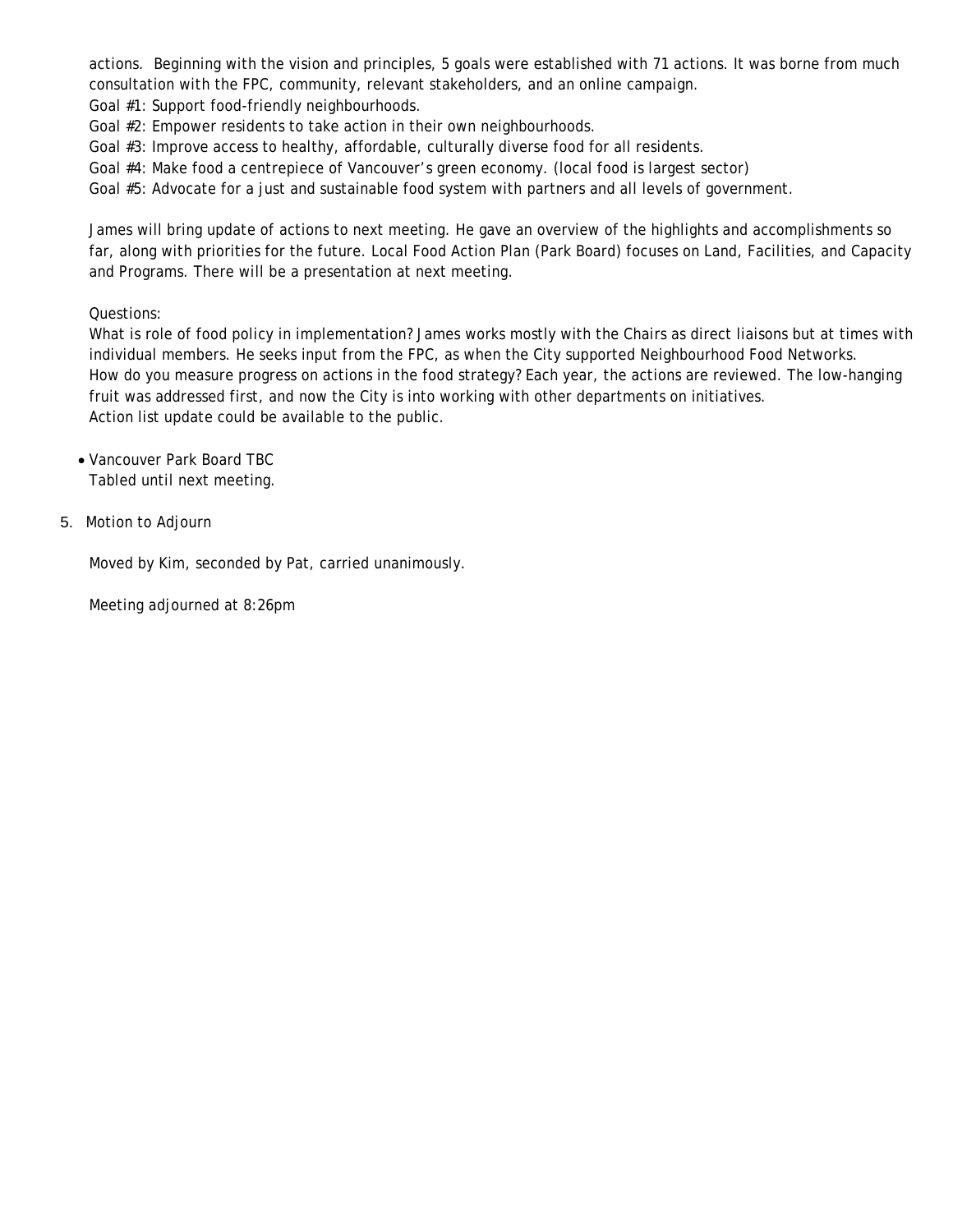actions. Beginning with the vision and principles, 5 goals were established with 71 actions. It was borne from much consultation with the FPC, community, relevant stakeholders, and an online campaign.
Goal #1: Support food-friendly neighbourhoods.
Goal #2: Empower residents to take action in their own neighbourhoods.
Goal #3: Improve access to healthy, affordable, culturally diverse food for all residents.
Goal #4: Make food a centrepiece of Vancouver's green economy. (local food is largest sector)
Goal #5: Advocate for a just and sustainable food system with partners and all levels of government.

James will bring update of actions to next meeting. He gave an overview of the highlights and accomplishments so far, along with priorities for the future. Local Food Action Plan (Park Board) focuses on Land, Facilities, and Capacity and Programs. There will be a presentation at next meeting.

Questions:
What is role of food policy in implementation? James works mostly with the Chairs as direct liaisons but at times with individual members. He seeks input from the FPC, as when the City supported Neighbourhood Food Networks.
How do you measure progress on actions in the food strategy? Each year, the actions are reviewed. The low-hanging fruit was addressed first, and now the City is into working with other departments on initiatives.
Action list update could be available to the public.

- Vancouver Park Board TBC
  Tabled until next meeting.

5. Motion to Adjourn

   Moved by Kim, seconded by Pat, carried unanimously.

   Meeting adjourned at 8:26pm